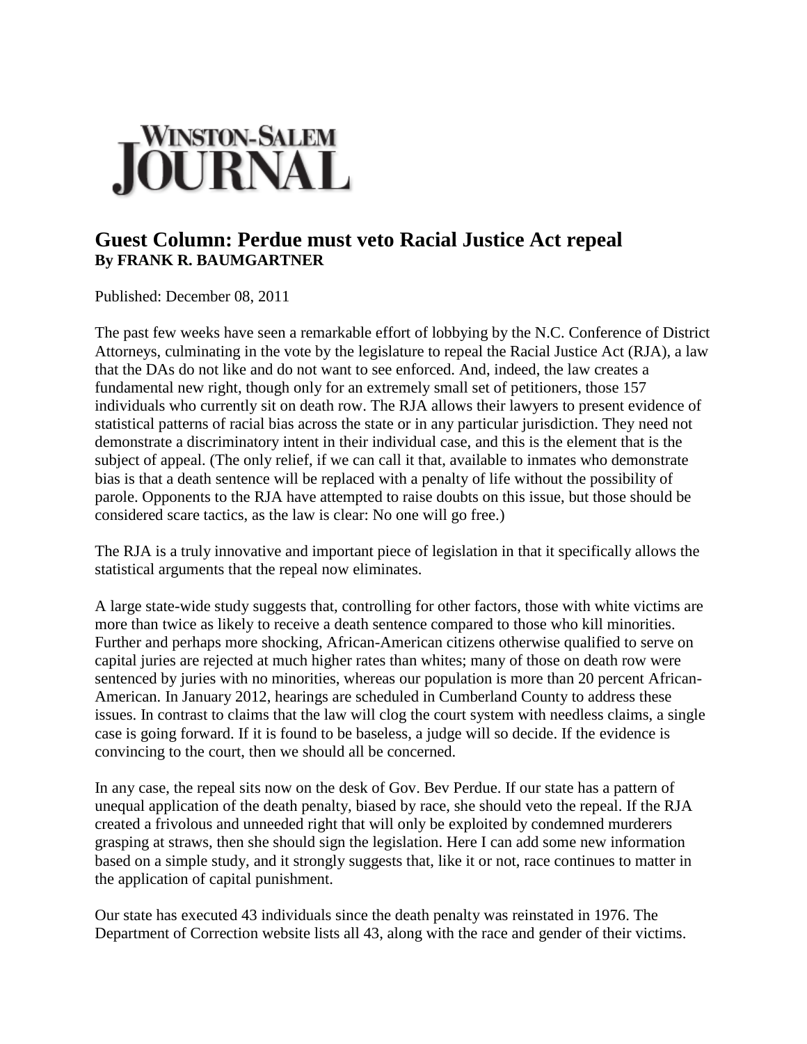**WINSTON-SALEM JOURNAL**

# Guest Column: Perdue must veto Racial Justice Act repeal

**By FRANK R. BAUMGARTNER**

Published: December 08, 2011

The past few weeks have seen a remarkable effort of lobbying by the N.C. Conference of District Attorneys, culminating in the vote by the legislature to repeal the Racial Justice Act (RJA), a law that the DAs do not like and do not want to see enforced. And, indeed, the law creates a fundamental new right, though only for an extremely small set of petitioners, those 157 individuals who currently sit on death row. The RJA allows their lawyers to present evidence of statistical patterns of racial bias across the state or in any particular jurisdiction. They need not demonstrate a discriminatory intent in their individual case, and this is the element that is the subject of appeal. (The only relief, if we can call it that, available to inmates who demonstrate bias is that a death sentence will be replaced with a penalty of life without the possibility of parole. Opponents to the RJA have attempted to raise doubts on this issue, but those should be considered scare tactics, as the law is clear: No one will go free.)

The RJA is a truly innovative and important piece of legislation in that it specifically allows the statistical arguments that the repeal now eliminates.

A large state-wide study suggests that, controlling for other factors, those with white victims are more than twice as likely to receive a death sentence compared to those who kill minorities. Further and perhaps more shocking, African-American citizens otherwise qualified to serve on capital juries are rejected at much higher rates than whites; many of those on death row were sentenced by juries with no minorities, whereas our population is more than 20 percent African-American. In January 2012, hearings are scheduled in Cumberland County to address these issues. In contrast to claims that the law will clog the court system with needless claims, a single case is going forward. If it is found to be baseless, a judge will so decide. If the evidence is convincing to the court, then we should all be concerned.

In any case, the repeal sits now on the desk of Gov. Bev Perdue. If our state has a pattern of unequal application of the death penalty, biased by race, she should veto the repeal. If the RJA created a frivolous and unneeded right that will only be exploited by condemned murderers grasping at straws, then she should sign the legislation. Here I can add some new information based on a simple study, and it strongly suggests that, like it or not, race continues to matter in the application of capital punishment.

Our state has executed 43 individuals since the death penalty was reinstated in 1976. The Department of Correction website lists all 43, along with the race and gender of their victims.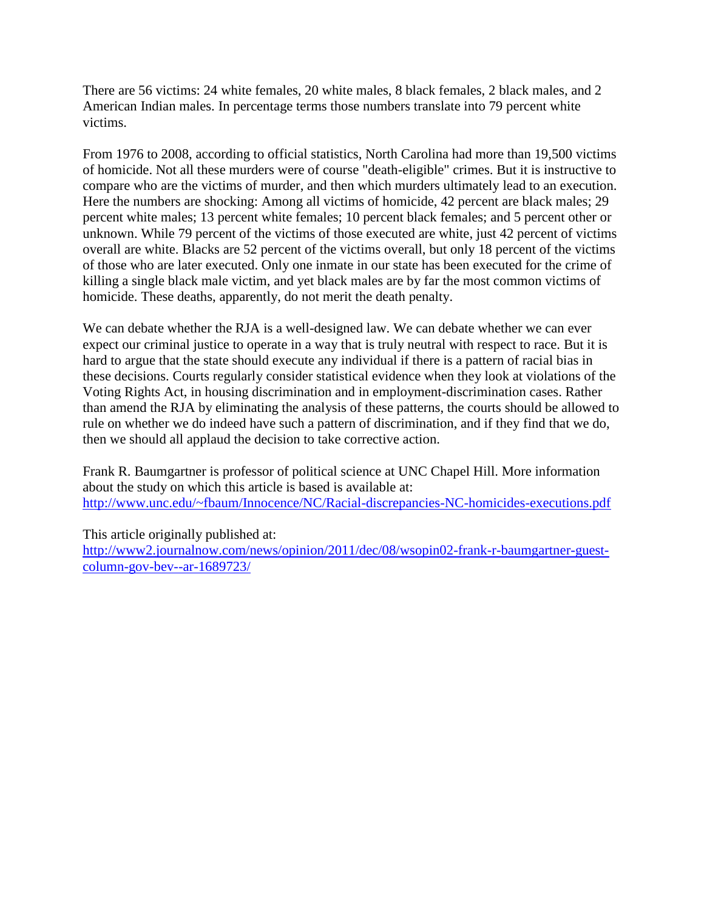There are 56 victims: 24 white females, 20 white males, 8 black females, 2 black males, and 2 American Indian males. In percentage terms those numbers translate into 79 percent white victims.

From 1976 to 2008, according to official statistics, North Carolina had more than 19,500 victims of homicide. Not all these murders were of course "death-eligible" crimes. But it is instructive to compare who are the victims of murder, and then which murders ultimately lead to an execution. Here the numbers are shocking: Among all victims of homicide, 42 percent are black males; 29 percent white males; 13 percent white females; 10 percent black females; and 5 percent other or unknown. While 79 percent of the victims of those executed are white, just 42 percent of victims overall are white. Blacks are 52 percent of the victims overall, but only 18 percent of the victims of those who are later executed. Only one inmate in our state has been executed for the crime of killing a single black male victim, and yet black males are by far the most common victims of homicide. These deaths, apparently, do not merit the death penalty.

We can debate whether the RJA is a well-designed law. We can debate whether we can ever expect our criminal justice to operate in a way that is truly neutral with respect to race. But it is hard to argue that the state should execute any individual if there is a pattern of racial bias in these decisions. Courts regularly consider statistical evidence when they look at violations of the Voting Rights Act, in housing discrimination and in employment-discrimination cases. Rather than amend the RJA by eliminating the analysis of these patterns, the courts should be allowed to rule on whether we do indeed have such a pattern of discrimination, and if they find that we do, then we should all applaud the decision to take corrective action.

Frank R. Baumgartner is professor of political science at UNC Chapel Hill. More information about the study on which this article is based is available at: [http://www.unc.edu/~fbaum/Innocence/NC/Racial-discrepancies-NC-homicides-executions.pdf](http://www.unc.edu/~fbaum/Innocence/NC/Racial-discrepancies-NC-homicides-executions.pdf)

This article originally published at: [http://www2.journalnow.com/news/opinion/2011/dec/08/wsopin02-frank-r-baumgartner-guest-column-gov-bev--ar-1689723/](http://www2.journalnow.com/news/opinion/2011/dec/08/wsopin02-frank-r-baumgartner-guest-column-gov-bev--ar-1689723/)